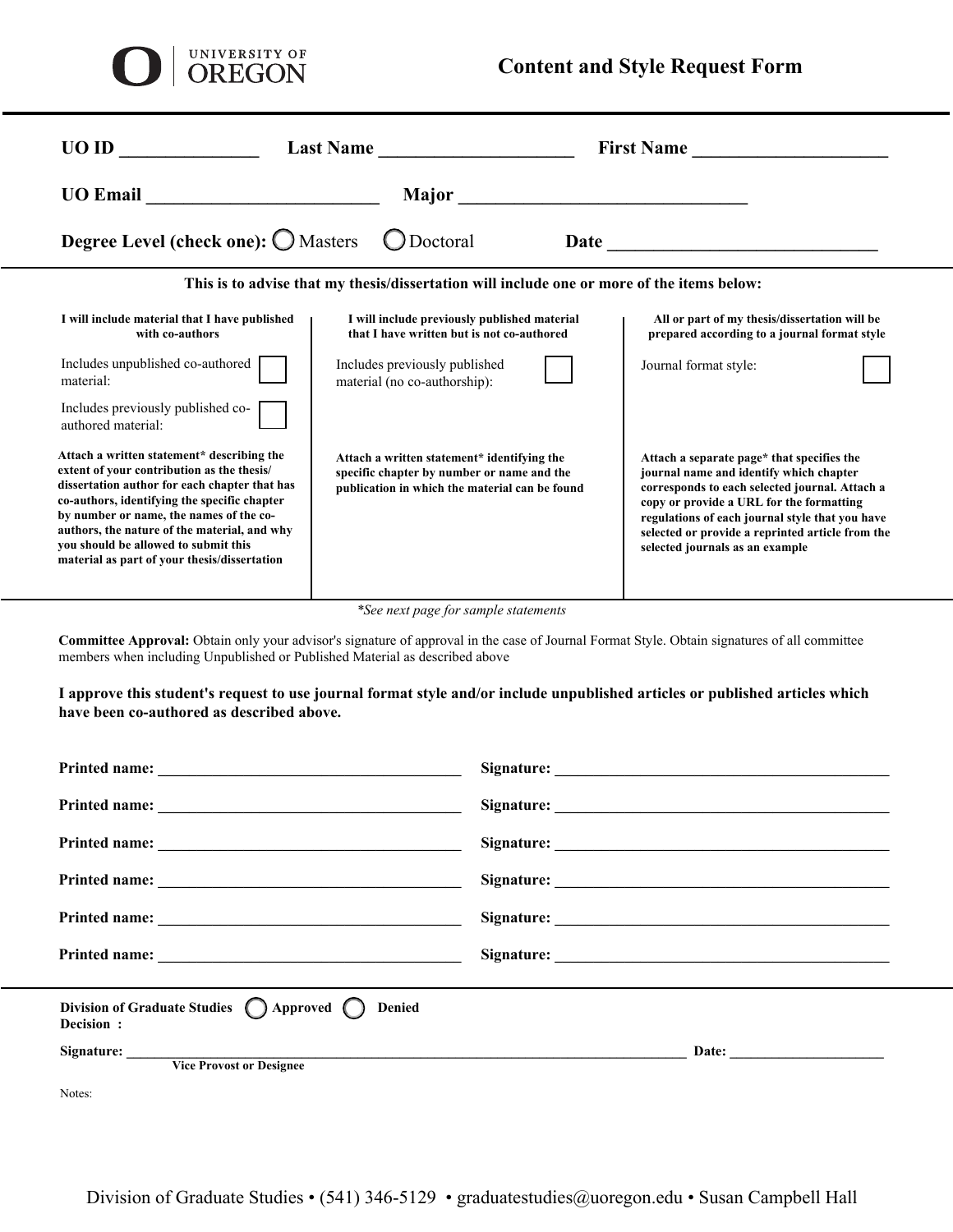UNIVERSITY OF OREGON

# Content and Style Request Form

**UO ID** _______________ **Last Name** _____________________ **First Name** _____________________

**UO Email** __________________________ **Major** ________________________________

**Degree Level (check one):** ◯ Masters ◯ Doctoral **Date** ______________________________

**This is to advise that my thesis/dissertation will include one or more of the items below:**

| **I will include material that I have published with co-authors** | **I will include previously published material that I have written but is not co-authored** | **All or part of my thesis/dissertation will be prepared according to a journal format style** |
|---|---|---|
| Includes unpublished co-authored material: ☐<br>Includes previously published co-authored material: ☐ | Includes previously published material (no co-authorship): ☐ | Journal format style: ☐ |
| **Attach a written statement* describing the extent of your contribution as the thesis/dissertation author for each chapter that has co-authors, identifying the specific chapter by number or name, the names of the co-authors, the nature of the material, and why you should be allowed to submit this material as part of your thesis/dissertation** | **Attach a written statement* identifying the specific chapter by number or name and the publication in which the material can be found** | **Attach a separate page* that specifies the journal name and identify which chapter corresponds to each selected journal. Attach a copy or provide a URL for the formatting regulations of each journal style that you have selected or provide a reprinted article from the selected journals as an example** |

*\*See next page for sample statements*

**Committee Approval:** Obtain only your advisor's signature of approval in the case of Journal Format Style. Obtain signatures of all committee members when including Unpublished or Published Material as described above

**I approve this student's request to use journal format style and/or include unpublished articles or published articles which have been co-authored as described above.**

**Printed name:** ______________________________________ **Signature:** ___________________________________________

**Printed name:** ______________________________________ **Signature:** ___________________________________________

**Printed name:** ______________________________________ **Signature:** ___________________________________________

**Printed name:** ______________________________________ **Signature:** ___________________________________________

**Printed name:** ______________________________________ **Signature:** ___________________________________________

**Printed name:** ______________________________________ **Signature:** ___________________________________________

**Division of Graduate Studies Decision :** ◯ **Approved** ◯ **Denied**

**Signature:** _____________________________________________________________________________ **Date:** _____________________
**Vice Provost or Designee**

Notes:

Division of Graduate Studies • (541) 346-5129 • graduatestudies@uoregon.edu • Susan Campbell Hall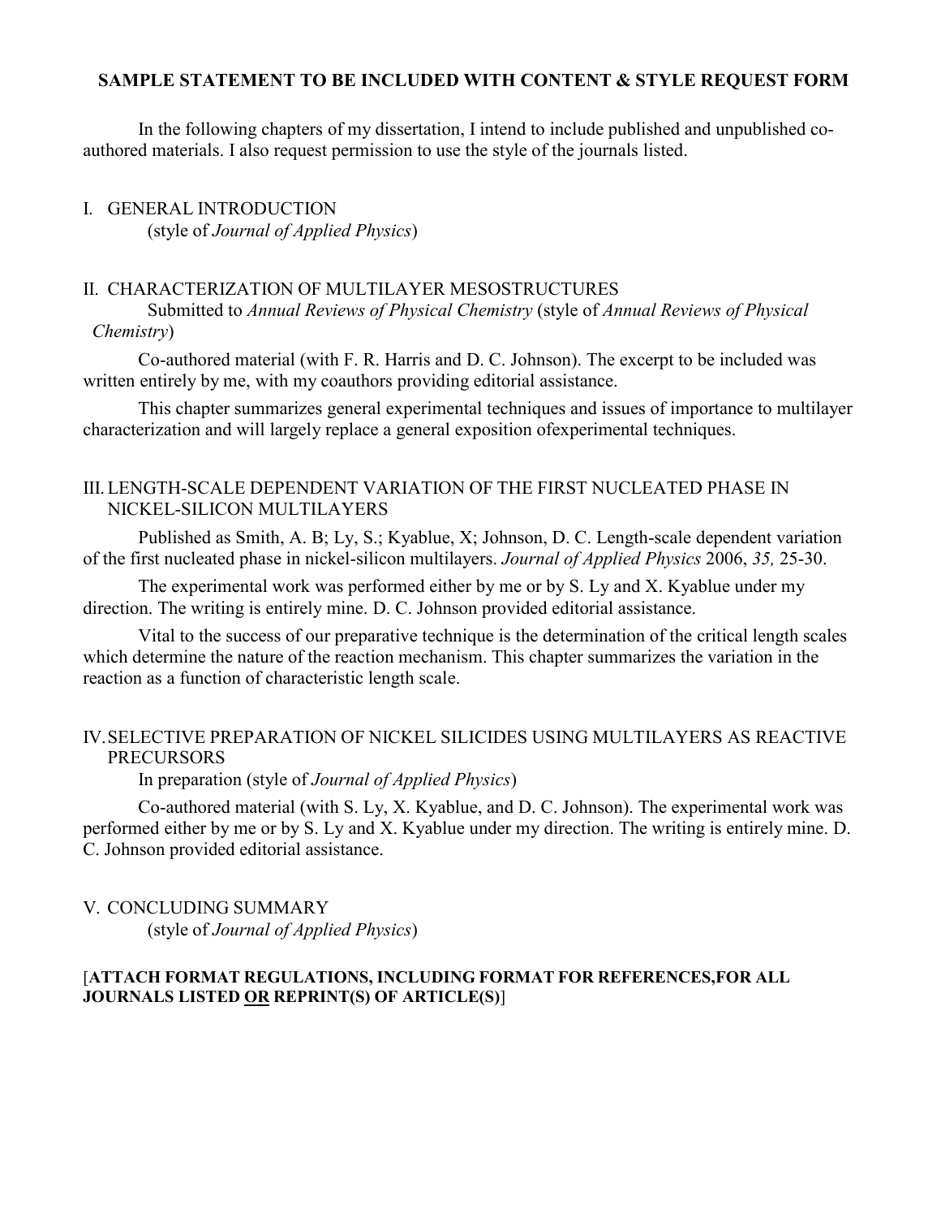**SAMPLE STATEMENT TO BE INCLUDED WITH CONTENT & STYLE REQUEST FORM**

In the following chapters of my dissertation, I intend to include published and unpublished co-authored materials. I also request permission to use the style of the journals listed.

I. GENERAL INTRODUCTION
(style of *Journal of Applied Physics*)

II. CHARACTERIZATION OF MULTILAYER MESOSTRUCTURES
Submitted to *Annual Reviews of Physical Chemistry* (style of *Annual Reviews of Physical Chemistry*)

Co-authored material (with F. R. Harris and D. C. Johnson). The excerpt to be included was written entirely by me, with my coauthors providing editorial assistance.

This chapter summarizes general experimental techniques and issues of importance to multilayer characterization and will largely replace a general exposition ofexperimental techniques.

III. LENGTH-SCALE DEPENDENT VARIATION OF THE FIRST NUCLEATED PHASE IN NICKEL-SILICON MULTILAYERS

Published as Smith, A. B; Ly, S.; Kyablue, X; Johnson, D. C. Length-scale dependent variation of the first nucleated phase in nickel-silicon multilayers. *Journal of Applied Physics* 2006, *35,* 25-30.

The experimental work was performed either by me or by S. Ly and X. Kyablue under my direction. The writing is entirely mine. D. C. Johnson provided editorial assistance.

Vital to the success of our preparative technique is the determination of the critical length scales which determine the nature of the reaction mechanism. This chapter summarizes the variation in the reaction as a function of characteristic length scale.

IV. SELECTIVE PREPARATION OF NICKEL SILICIDES USING MULTILAYERS AS REACTIVE PRECURSORS

In preparation (style of *Journal of Applied Physics*)

Co-authored material (with S. Ly, X. Kyablue, and D. C. Johnson). The experimental work was performed either by me or by S. Ly and X. Kyablue under my direction. The writing is entirely mine. D. C. Johnson provided editorial assistance.

V. CONCLUDING SUMMARY
(style of *Journal of Applied Physics*)

[**ATTACH FORMAT REGULATIONS, INCLUDING FORMAT FOR REFERENCES,FOR ALL JOURNALS LISTED OR REPRINT(S) OF ARTICLE(S)**]